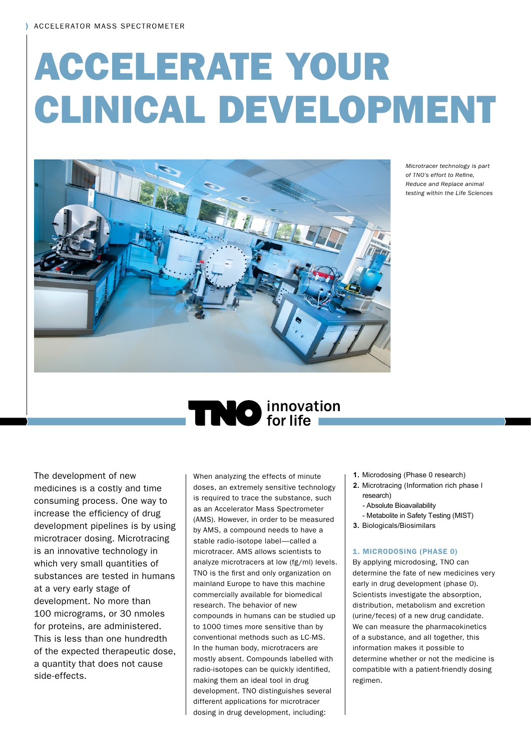ACCELERATOR MASS SPECTROMETER

# ACCELERATE YOUR CLINICAL DEVELOPMENT

*Microtracer technology is part of TNO's effort to Refine, Reduce and Replace animal testing within the Life Sciences*

TNO innovation for life

The development of new medicines is a costly and time consuming process. One way to increase the efficiency of drug development pipelines is by using microtracer dosing. Microtracing is an innovative technology in which very small quantities of substances are tested in humans at a very early stage of development. No more than 100 micrograms, or 30 nmoles for proteins, are administered. This is less than one hundredth of the expected therapeutic dose, a quantity that does not cause side-effects.

When analyzing the effects of minute doses, an extremely sensitive technology is required to trace the substance, such as an Accelerator Mass Spectrometer (AMS). However, in order to be measured by AMS, a compound needs to have a stable radio-isotope label—called a microtracer. AMS allows scientists to analyze microtracers at low (fg/ml) levels. TNO is the first and only organization on mainland Europe to have this machine commercially available for biomedical research. The behavior of new compounds in humans can be studied up to 1000 times more sensitive than by conventional methods such as LC-MS. In the human body, microtracers are mostly absent. Compounds labelled with radio-isotopes can be quickly identified, making them an ideal tool in drug development. TNO distinguishes several different applications for microtracer dosing in drug development, including:

1. Microdosing (Phase 0 research)
2. Microtracing (Information rich phase I research)
   - Absolute Bioavailability
   - Metabolite in Safety Testing (MIST)
3. Biologicals/Biosimilars

### 1. MICRODOSING (PHASE 0)

By applying microdosing, TNO can determine the fate of new medicines very early in drug development (phase 0). Scientists investigate the absorption, distribution, metabolism and excretion (urine/feces) of a new drug candidate. We can measure the pharmacokinetics of a substance, and all together, this information makes it possible to determine whether or not the medicine is compatible with a patient-friendly dosing regimen.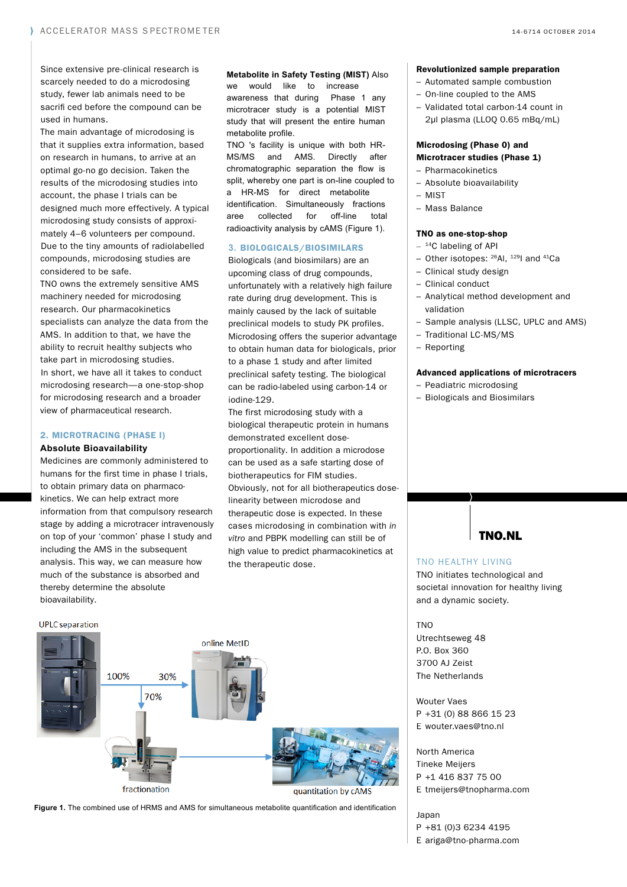Since extensive pre-clinical research is scarcely needed to do a microdosing study, fewer lab animals need to be sacrifi ced before the compound can be used in humans.
The main advantage of microdosing is that it supplies extra information, based on research in humans, to arrive at an optimal go-no go decision. Taken the results of the microdosing studies into account, the phase I trials can be designed much more effectively. A typical microdosing study consists of approximately 4–6 volunteers per compound. Due to the tiny amounts of radiolabelled compounds, microdosing studies are considered to be safe.
TNO owns the extremely sensitive AMS machinery needed for microdosing research. Our pharmacokinetics specialists can analyze the data from the AMS. In addition to that, we have the ability to recruit healthy subjects who take part in microdosing studies.
In short, we have all it takes to conduct microdosing research—a one-stop-shop for microdosing research and a broader view of pharmaceutical research.

## 2. MICROTRACING (PHASE I)

**Absolute Bioavailability**

Medicines are commonly administered to humans for the first time in phase I trials, to obtain primary data on pharmacokinetics. We can help extract more information from that compulsory research stage by adding a microtracer intravenously on top of your 'common' phase I study and including the AMS in the subsequent analysis. This way, we can measure how much of the substance is absorbed and thereby determine the absolute bioavailability.

**Metabolite in Safety Testing (MIST)** Also we would like to increase awareness that during Phase 1 any microtracer study is a potential MIST study that will present the entire human metabolite profile.
TNO 's facility is unique with both HR-MS/MS and AMS. Directly after chromatographic separation the flow is split, whereby one part is on-line coupled to a HR-MS for direct metabolite identification. Simultaneously fractions aree collected for off-line total radioactivity analysis by cAMS (Figure 1).

## 3. BIOLOGICALS/BIOSIMILARS

Biologicals (and biosimilars) are an upcoming class of drug compounds, unfortunately with a relatively high failure rate during drug development. This is mainly caused by the lack of suitable preclinical models to study PK profiles. Microdosing offers the superior advantage to obtain human data for biologicals, prior to a phase 1 study and after limited preclinical safety testing. The biological can be radio-labeled using carbon-14 or iodine-129.
The first microdosing study with a biological therapeutic protein in humans demonstrated excellent dose-proportionality. In addition a microdose can be used as a safe starting dose of biotherapeutics for FIM studies.
Obviously, not for all biotherapeutics dose-linearity between microdose and therapeutic dose is expected. In these cases microdosing in combination with *in vitro* and PBPK modelling can still be of high value to predict pharmacokinetics at the therapeutic dose.

UPLC separation
100%
30%
70%
online MetID
fractionation
quantitation by cAMS

**Figure 1.** The combined use of HRMS and AMS for simultaneous metabolite quantification and identification

**Revolutionized sample preparation**

- Automated sample combustion
- On-line coupled to the AMS
- Validated total carbon-14 count in 2µl plasma (LLOQ 0.65 mBq/mL)

**Microdosing (Phase 0) and Microtracer studies (Phase 1)**

- Pharmacokinetics
- Absolute bioavailability
- MIST
- Mass Balance

**TNO as one-stop-shop**

- $^{14}$C labeling of API
- Other isotopes: $^{26}$Al, $^{129}$I and $^{41}$Ca
- Clinical study design
- Clinical conduct
- Analytical method development and validation
- Sample analysis (LLSC, UPLC and AMS)
- Traditional LC-MS/MS
- Reporting

**Advanced applications of microtracers**

- Peadiatric microdosing
- Biologicals and Biosimilars

**TNO.NL**

TNO HEALTHY LIVING

TNO initiates technological and societal innovation for healthy living and a dynamic society.

TNO
Utrechtseweg 48
P.O. Box 360
3700 AJ Zeist
The Netherlands

Wouter Vaes
P +31 (0) 88 866 15 23
E wouter.vaes@tno.nl

North America
Tineke Meijers
P +1 416 837 75 00
E tmeijers@tnopharma.com

Japan
P +81 (0)3 6234 4195
E ariga@tno-pharma.com